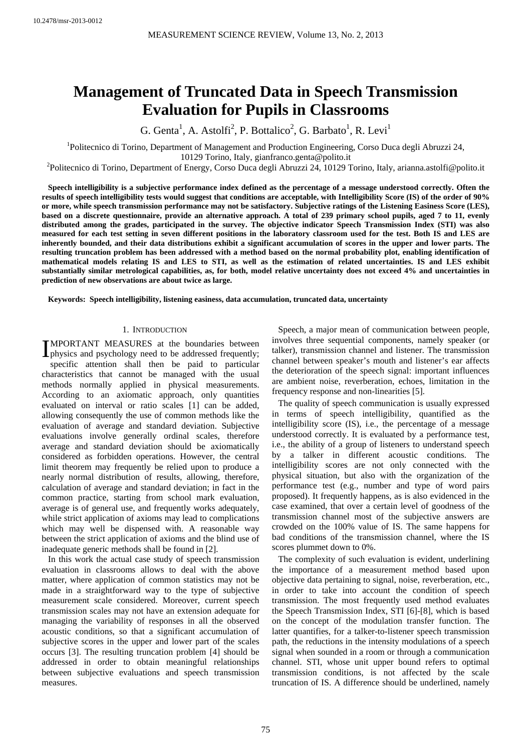10.2478/msr-2013-0012

# Management of Truncated Data in Speech Transmission Evaluation for Pupils in Classrooms

G. Genta[1], A. Astolfi[2], P. Bottalico[2], G. Barbato[1], R. Levi[1]

[1]Politecnico di Torino, Department of Management and Production Engineering, Corso Duca degli Abruzzi 24, 10129 Torino, Italy, gianfranco.genta@polito.it

[2]Politecnico di Torino, Department of Energy, Corso Duca degli Abruzzi 24, 10129 Torino, Italy, arianna.astolfi@polito.it

**Speech intelligibility is a subjective performance index defined as the percentage of a message understood correctly. Often the results of speech intelligibility tests would suggest that conditions are acceptable, with Intelligibility Score (IS) of the order of 90% or more, while speech transmission performance may not be satisfactory. Subjective ratings of the Listening Easiness Score (LES), based on a discrete questionnaire, provide an alternative approach. A total of 239 primary school pupils, aged 7 to 11, evenly distributed among the grades, participated in the survey. The objective indicator Speech Transmission Index (STI) was also measured for each test setting in seven different positions in the laboratory classroom used for the test. Both IS and LES are inherently bounded, and their data distributions exhibit a significant accumulation of scores in the upper and lower parts. The resulting truncation problem has been addressed with a method based on the normal probability plot, enabling identification of mathematical models relating IS and LES to STI, as well as the estimation of related uncertainties. IS and LES exhibit substantially similar metrological capabilities, as, for both, model relative uncertainty does not exceed 4% and uncertainties in prediction of new observations are about twice as large.**

**Keywords: Speech intelligibility, listening easiness, data accumulation, truncated data, uncertainty**

## 1. Introduction

IMPORTANT MEASURES at the boundaries between physics and psychology need to be addressed frequently; specific attention shall then be paid to particular characteristics that cannot be managed with the usual methods normally applied in physical measurements. According to an axiomatic approach, only quantities evaluated on interval or ratio scales [1] can be added, allowing consequently the use of common methods like the evaluation of average and standard deviation. Subjective evaluations involve generally ordinal scales, therefore average and standard deviation should be axiomatically considered as forbidden operations. However, the central limit theorem may frequently be relied upon to produce a nearly normal distribution of results, allowing, therefore, calculation of average and standard deviation; in fact in the common practice, starting from school mark evaluation, average is of general use, and frequently works adequately, while strict application of axioms may lead to complications which may well be dispensed with. A reasonable way between the strict application of axioms and the blind use of inadequate generic methods shall be found in [2].

In this work the actual case study of speech transmission evaluation in classrooms allows to deal with the above matter, where application of common statistics may not be made in a straightforward way to the type of subjective measurement scale considered. Moreover, current speech transmission scales may not have an extension adequate for managing the variability of responses in all the observed acoustic conditions, so that a significant accumulation of subjective scores in the upper and lower part of the scales occurs [3]. The resulting truncation problem [4] should be addressed in order to obtain meaningful relationships between subjective evaluations and speech transmission measures.

Speech, a major mean of communication between people, involves three sequential components, namely speaker (or talker), transmission channel and listener. The transmission channel between speaker's mouth and listener's ear affects the deterioration of the speech signal: important influences are ambient noise, reverberation, echoes, limitation in the frequency response and non-linearities [5].

The quality of speech communication is usually expressed in terms of speech intelligibility, quantified as the intelligibility score (IS), i.e., the percentage of a message understood correctly. It is evaluated by a performance test, i.e., the ability of a group of listeners to understand speech by a talker in different acoustic conditions. The intelligibility scores are not only connected with the physical situation, but also with the organization of the performance test (e.g., number and type of word pairs proposed). It frequently happens, as is also evidenced in the case examined, that over a certain level of goodness of the transmission channel most of the subjective answers are crowded on the 100% value of IS. The same happens for bad conditions of the transmission channel, where the IS scores plummet down to 0%.

The complexity of such evaluation is evident, underlining the importance of a measurement method based upon objective data pertaining to signal, noise, reverberation, etc., in order to take into account the condition of speech transmission. The most frequently used method evaluates the Speech Transmission Index, STI [6]-[8], which is based on the concept of the modulation transfer function. The latter quantifies, for a talker-to-listener speech transmission path, the reductions in the intensity modulations of a speech signal when sounded in a room or through a communication channel. STI, whose unit upper bound refers to optimal transmission conditions, is not affected by the scale truncation of IS. A difference should be underlined, namely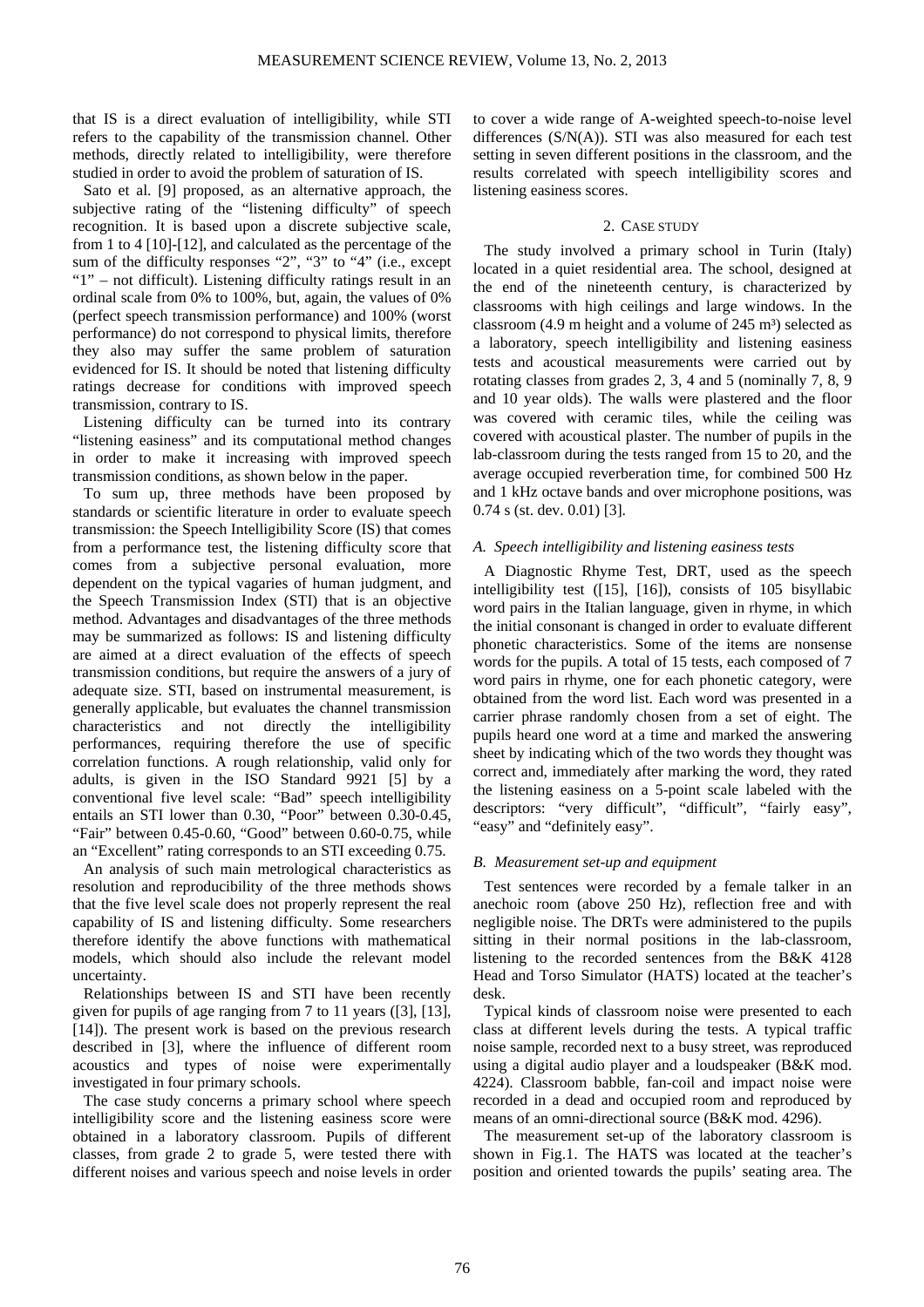that IS is a direct evaluation of intelligibility, while STI refers to the capability of the transmission channel. Other methods, directly related to intelligibility, were therefore studied in order to avoid the problem of saturation of IS.

Sato et al. [9] proposed, as an alternative approach, the subjective rating of the "listening difficulty" of speech recognition. It is based upon a discrete subjective scale, from 1 to 4 [10]-[12], and calculated as the percentage of the sum of the difficulty responses "2", "3" to "4" (i.e., except "1" – not difficult). Listening difficulty ratings result in an ordinal scale from 0% to 100%, but, again, the values of 0% (perfect speech transmission performance) and 100% (worst performance) do not correspond to physical limits, therefore they also may suffer the same problem of saturation evidenced for IS. It should be noted that listening difficulty ratings decrease for conditions with improved speech transmission, contrary to IS.

Listening difficulty can be turned into its contrary "listening easiness" and its computational method changes in order to make it increasing with improved speech transmission conditions, as shown below in the paper.

To sum up, three methods have been proposed by standards or scientific literature in order to evaluate speech transmission: the Speech Intelligibility Score (IS) that comes from a performance test, the listening difficulty score that comes from a subjective personal evaluation, more dependent on the typical vagaries of human judgment, and the Speech Transmission Index (STI) that is an objective method. Advantages and disadvantages of the three methods may be summarized as follows: IS and listening difficulty are aimed at a direct evaluation of the effects of speech transmission conditions, but require the answers of a jury of adequate size. STI, based on instrumental measurement, is generally applicable, but evaluates the channel transmission characteristics and not directly the intelligibility performances, requiring therefore the use of specific correlation functions. A rough relationship, valid only for adults, is given in the ISO Standard 9921 [5] by a conventional five level scale: "Bad" speech intelligibility entails an STI lower than 0.30, "Poor" between 0.30-0.45, "Fair" between 0.45-0.60, "Good" between 0.60-0.75, while an "Excellent" rating corresponds to an STI exceeding 0.75.

An analysis of such main metrological characteristics as resolution and reproducibility of the three methods shows that the five level scale does not properly represent the real capability of IS and listening difficulty. Some researchers therefore identify the above functions with mathematical models, which should also include the relevant model uncertainty.

Relationships between IS and STI have been recently given for pupils of age ranging from 7 to 11 years ([3], [13], [14]). The present work is based on the previous research described in [3], where the influence of different room acoustics and types of noise were experimentally investigated in four primary schools.

The case study concerns a primary school where speech intelligibility score and the listening easiness score were obtained in a laboratory classroom. Pupils of different classes, from grade 2 to grade 5, were tested there with different noises and various speech and noise levels in order to cover a wide range of A-weighted speech-to-noise level differences (S/N(A)). STI was also measured for each test setting in seven different positions in the classroom, and the results correlated with speech intelligibility scores and listening easiness scores.

## 2. Case study

The study involved a primary school in Turin (Italy) located in a quiet residential area. The school, designed at the end of the nineteenth century, is characterized by classrooms with high ceilings and large windows. In the classroom (4.9 m height and a volume of 245 m³) selected as a laboratory, speech intelligibility and listening easiness tests and acoustical measurements were carried out by rotating classes from grades 2, 3, 4 and 5 (nominally 7, 8, 9 and 10 year olds). The walls were plastered and the floor was covered with ceramic tiles, while the ceiling was covered with acoustical plaster. The number of pupils in the lab-classroom during the tests ranged from 15 to 20, and the average occupied reverberation time, for combined 500 Hz and 1 kHz octave bands and over microphone positions, was 0.74 s (st. dev. 0.01) [3].

### *A. Speech intelligibility and listening easiness tests*

A Diagnostic Rhyme Test, DRT, used as the speech intelligibility test ([15], [16]), consists of 105 bisyllabic word pairs in the Italian language, given in rhyme, in which the initial consonant is changed in order to evaluate different phonetic characteristics. Some of the items are nonsense words for the pupils. A total of 15 tests, each composed of 7 word pairs in rhyme, one for each phonetic category, were obtained from the word list. Each word was presented in a carrier phrase randomly chosen from a set of eight. The pupils heard one word at a time and marked the answering sheet by indicating which of the two words they thought was correct and, immediately after marking the word, they rated the listening easiness on a 5-point scale labeled with the descriptors: "very difficult", "difficult", "fairly easy", "easy" and "definitely easy".

### *B. Measurement set-up and equipment*

Test sentences were recorded by a female talker in an anechoic room (above 250 Hz), reflection free and with negligible noise. The DRTs were administered to the pupils sitting in their normal positions in the lab-classroom, listening to the recorded sentences from the B&K 4128 Head and Torso Simulator (HATS) located at the teacher's desk.

Typical kinds of classroom noise were presented to each class at different levels during the tests. A typical traffic noise sample, recorded next to a busy street, was reproduced using a digital audio player and a loudspeaker (B&K mod. 4224). Classroom babble, fan-coil and impact noise were recorded in a dead and occupied room and reproduced by means of an omni-directional source (B&K mod. 4296).

The measurement set-up of the laboratory classroom is shown in Fig.1. The HATS was located at the teacher's position and oriented towards the pupils' seating area. The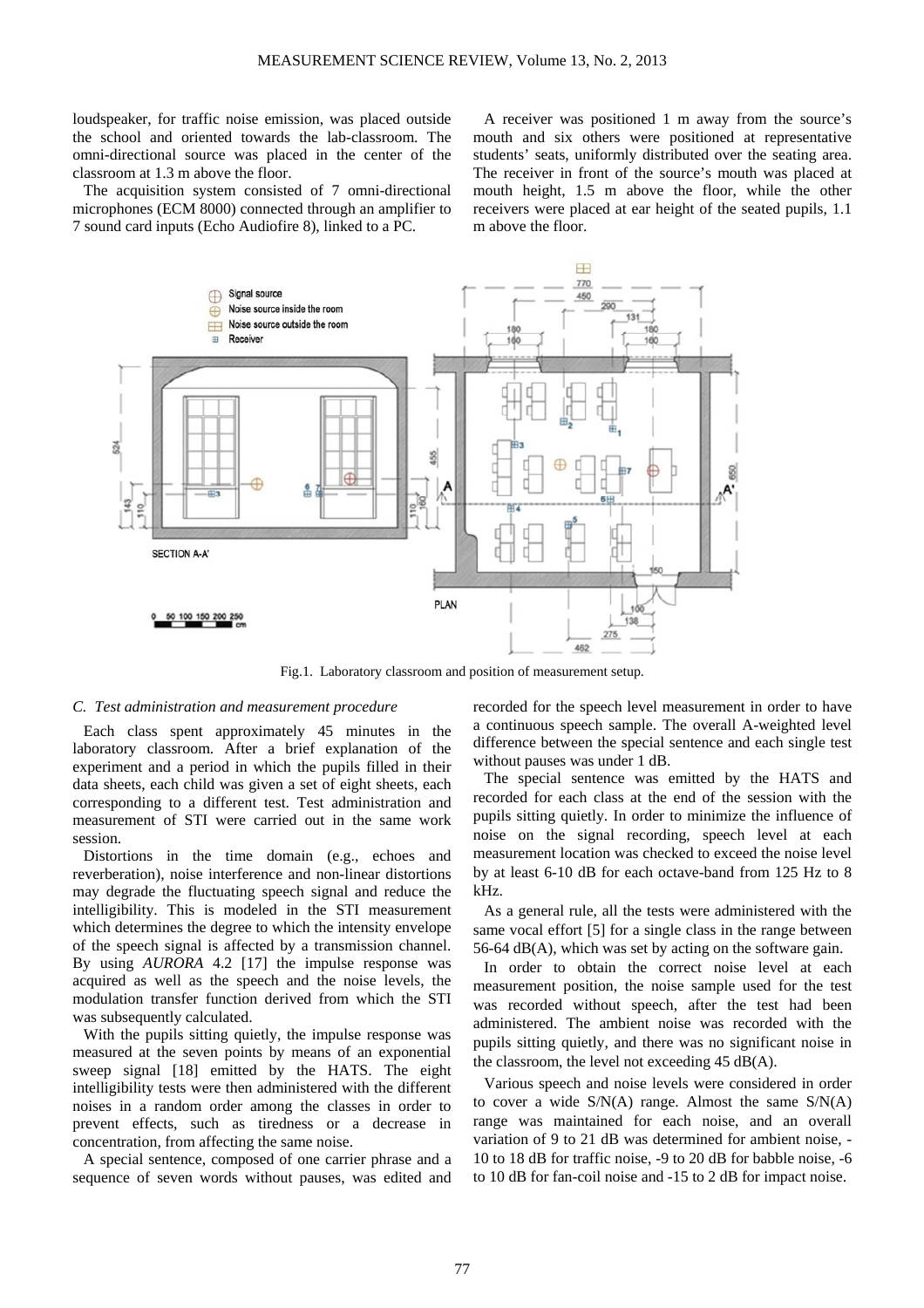loudspeaker, for traffic noise emission, was placed outside the school and oriented towards the lab-classroom. The omni-directional source was placed in the center of the classroom at 1.3 m above the floor.

The acquisition system consisted of 7 omni-directional microphones (ECM 8000) connected through an amplifier to 7 sound card inputs (Echo Audiofire 8), linked to a PC.

A receiver was positioned 1 m away from the source's mouth and six others were positioned at representative students' seats, uniformly distributed over the seating area. The receiver in front of the source's mouth was placed at mouth height, 1.5 m above the floor, while the other receivers were placed at ear height of the seated pupils, 1.1 m above the floor.

Fig.1. Laboratory classroom and position of measurement setup.

### C. Test administration and measurement procedure

Each class spent approximately 45 minutes in the laboratory classroom. After a brief explanation of the experiment and a period in which the pupils filled in their data sheets, each child was given a set of eight sheets, each corresponding to a different test. Test administration and measurement of STI were carried out in the same work session.

Distortions in the time domain (e.g., echoes and reverberation), noise interference and non-linear distortions may degrade the fluctuating speech signal and reduce the intelligibility. This is modeled in the STI measurement which determines the degree to which the intensity envelope of the speech signal is affected by a transmission channel. By using *AURORA* 4.2 [17] the impulse response was acquired as well as the speech and the noise levels, the modulation transfer function derived from which the STI was subsequently calculated.

With the pupils sitting quietly, the impulse response was measured at the seven points by means of an exponential sweep signal [18] emitted by the HATS. The eight intelligibility tests were then administered with the different noises in a random order among the classes in order to prevent effects, such as tiredness or a decrease in concentration, from affecting the same noise.

A special sentence, composed of one carrier phrase and a sequence of seven words without pauses, was edited and recorded for the speech level measurement in order to have a continuous speech sample. The overall A-weighted level difference between the special sentence and each single test without pauses was under 1 dB.

The special sentence was emitted by the HATS and recorded for each class at the end of the session with the pupils sitting quietly. In order to minimize the influence of noise on the signal recording, speech level at each measurement location was checked to exceed the noise level by at least 6-10 dB for each octave-band from 125 Hz to 8 kHz.

As a general rule, all the tests were administered with the same vocal effort [5] for a single class in the range between 56-64 dB(A), which was set by acting on the software gain.

In order to obtain the correct noise level at each measurement position, the noise sample used for the test was recorded without speech, after the test had been administered. The ambient noise was recorded with the pupils sitting quietly, and there was no significant noise in the classroom, the level not exceeding 45 dB(A).

Various speech and noise levels were considered in order to cover a wide S/N(A) range. Almost the same S/N(A) range was maintained for each noise, and an overall variation of 9 to 21 dB was determined for ambient noise, -10 to 18 dB for traffic noise, -9 to 20 dB for babble noise, -6 to 10 dB for fan-coil noise and -15 to 2 dB for impact noise.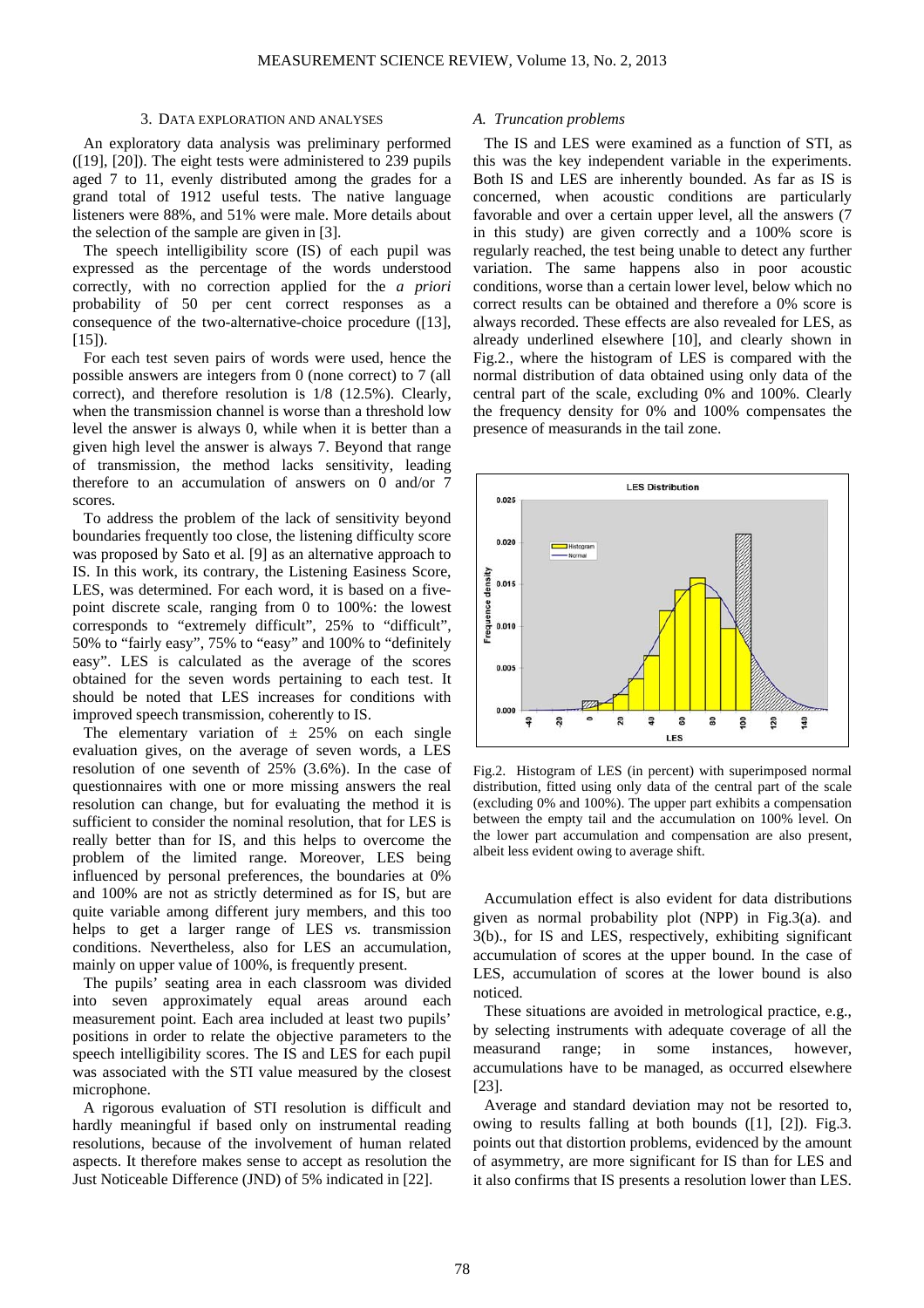## 3. DATA EXPLORATION AND ANALYSES

An exploratory data analysis was preliminary performed ([19], [20]). The eight tests were administered to 239 pupils aged 7 to 11, evenly distributed among the grades for a grand total of 1912 useful tests. The native language listeners were 88%, and 51% were male. More details about the selection of the sample are given in [3].

The speech intelligibility score (IS) of each pupil was expressed as the percentage of the words understood correctly, with no correction applied for the *a priori* probability of 50 per cent correct responses as a consequence of the two-alternative-choice procedure ([13], [15]).

For each test seven pairs of words were used, hence the possible answers are integers from 0 (none correct) to 7 (all correct), and therefore resolution is 1/8 (12.5%). Clearly, when the transmission channel is worse than a threshold low level the answer is always 0, while when it is better than a given high level the answer is always 7. Beyond that range of transmission, the method lacks sensitivity, leading therefore to an accumulation of answers on 0 and/or 7 scores.

To address the problem of the lack of sensitivity beyond boundaries frequently too close, the listening difficulty score was proposed by Sato et al. [9] as an alternative approach to IS. In this work, its contrary, the Listening Easiness Score, LES, was determined. For each word, it is based on a five-point discrete scale, ranging from 0 to 100%: the lowest corresponds to "extremely difficult", 25% to "difficult", 50% to "fairly easy", 75% to "easy" and 100% to "definitely easy". LES is calculated as the average of the scores obtained for the seven words pertaining to each test. It should be noted that LES increases for conditions with improved speech transmission, coherently to IS.

The elementary variation of $\pm$ 25% on each single evaluation gives, on the average of seven words, a LES resolution of one seventh of 25% (3.6%). In the case of questionnaires with one or more missing answers the real resolution can change, but for evaluating the method it is sufficient to consider the nominal resolution, that for LES is really better than for IS, and this helps to overcome the problem of the limited range. Moreover, LES being influenced by personal preferences, the boundaries at 0% and 100% are not as strictly determined as for IS, but are quite variable among different jury members, and this too helps to get a larger range of LES *vs.* transmission conditions. Nevertheless, also for LES an accumulation, mainly on upper value of 100%, is frequently present.

The pupils' seating area in each classroom was divided into seven approximately equal areas around each measurement point. Each area included at least two pupils' positions in order to relate the objective parameters to the speech intelligibility scores. The IS and LES for each pupil was associated with the STI value measured by the closest microphone.

A rigorous evaluation of STI resolution is difficult and hardly meaningful if based only on instrumental reading resolutions, because of the involvement of human related aspects. It therefore makes sense to accept as resolution the Just Noticeable Difference (JND) of 5% indicated in [22].

### *A. Truncation problems*

The IS and LES were examined as a function of STI, as this was the key independent variable in the experiments. Both IS and LES are inherently bounded. As far as IS is concerned, when acoustic conditions are particularly favorable and over a certain upper level, all the answers (7 in this study) are given correctly and a 100% score is regularly reached, the test being unable to detect any further variation. The same happens also in poor acoustic conditions, worse than a certain lower level, below which no correct results can be obtained and therefore a 0% score is always recorded. These effects are also revealed for LES, as already underlined elsewhere [10], and clearly shown in Fig.2., where the histogram of LES is compared with the normal distribution of data obtained using only data of the central part of the scale, excluding 0% and 100%. Clearly the frequency density for 0% and 100% compensates the presence of measurands in the tail zone.

Fig.2. Histogram of LES (in percent) with superimposed normal distribution, fitted using only data of the central part of the scale (excluding 0% and 100%). The upper part exhibits a compensation between the empty tail and the accumulation on 100% level. On the lower part accumulation and compensation are also present, albeit less evident owing to average shift.

Accumulation effect is also evident for data distributions given as normal probability plot (NPP) in Fig.3(a). and 3(b)., for IS and LES, respectively, exhibiting significant accumulation of scores at the upper bound. In the case of LES, accumulation of scores at the lower bound is also noticed.

These situations are avoided in metrological practice, e.g., by selecting instruments with adequate coverage of all the measurand range; in some instances, however, accumulations have to be managed, as occurred elsewhere [23].

Average and standard deviation may not be resorted to, owing to results falling at both bounds ([1], [2]). Fig.3. points out that distortion problems, evidenced by the amount of asymmetry, are more significant for IS than for LES and it also confirms that IS presents a resolution lower than LES.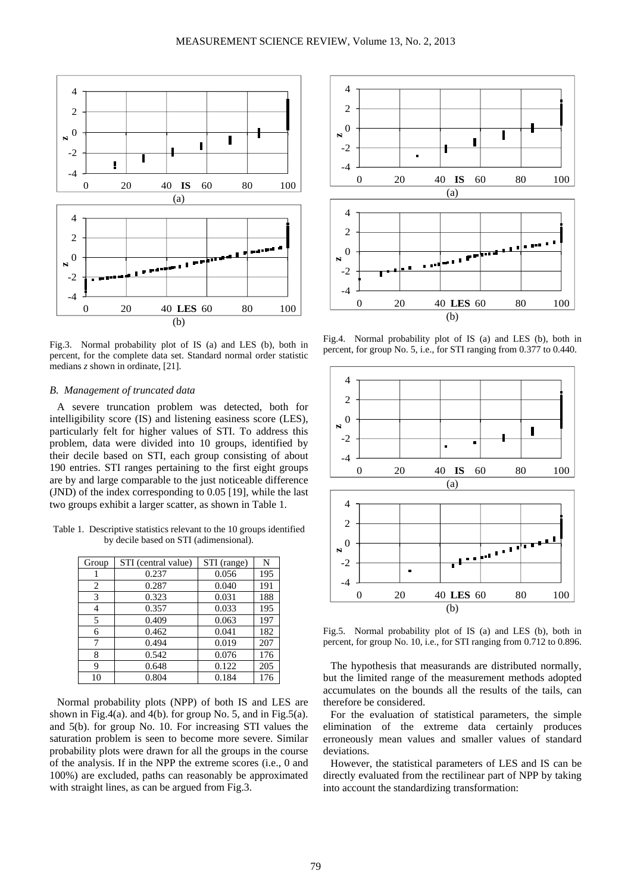Fig.3. Normal probability plot of IS (a) and LES (b), both in percent, for the complete data set. Standard normal order statistic medians *z* shown in ordinate, [21].

### *B. Management of truncated data*

A severe truncation problem was detected, both for intelligibility score (IS) and listening easiness score (LES), particularly felt for higher values of STI. To address this problem, data were divided into 10 groups, identified by their decile based on STI, each group consisting of about 190 entries. STI ranges pertaining to the first eight groups are by and large comparable to the just noticeable difference (JND) of the index corresponding to 0.05 [19], while the last two groups exhibit a larger scatter, as shown in Table 1.

Table 1. Descriptive statistics relevant to the 10 groups identified by decile based on STI (adimensional).

| Group | STI (central value) | STI (range) | N |
|---|---|---|---|
| 1 | 0.237 | 0.056 | 195 |
| 2 | 0.287 | 0.040 | 191 |
| 3 | 0.323 | 0.031 | 188 |
| 4 | 0.357 | 0.033 | 195 |
| 5 | 0.409 | 0.063 | 197 |
| 6 | 0.462 | 0.041 | 182 |
| 7 | 0.494 | 0.019 | 207 |
| 8 | 0.542 | 0.076 | 176 |
| 9 | 0.648 | 0.122 | 205 |
| 10 | 0.804 | 0.184 | 176 |

Normal probability plots (NPP) of both IS and LES are shown in Fig.4(a). and 4(b). for group No. 5, and in Fig.5(a). and 5(b). for group No. 10. For increasing STI values the saturation problem is seen to become more severe. Similar probability plots were drawn for all the groups in the course of the analysis. If in the NPP the extreme scores (i.e., 0 and 100%) are excluded, paths can reasonably be approximated with straight lines, as can be argued from Fig.3.

Fig.4. Normal probability plot of IS (a) and LES (b), both in percent, for group No. 5, i.e., for STI ranging from 0.377 to 0.440.

Fig.5. Normal probability plot of IS (a) and LES (b), both in percent, for group No. 10, i.e., for STI ranging from 0.712 to 0.896.

The hypothesis that measurands are distributed normally, but the limited range of the measurement methods adopted accumulates on the bounds all the results of the tails, can therefore be considered.

For the evaluation of statistical parameters, the simple elimination of the extreme data certainly produces erroneously mean values and smaller values of standard deviations.

However, the statistical parameters of LES and IS can be directly evaluated from the rectilinear part of NPP by taking into account the standardizing transformation: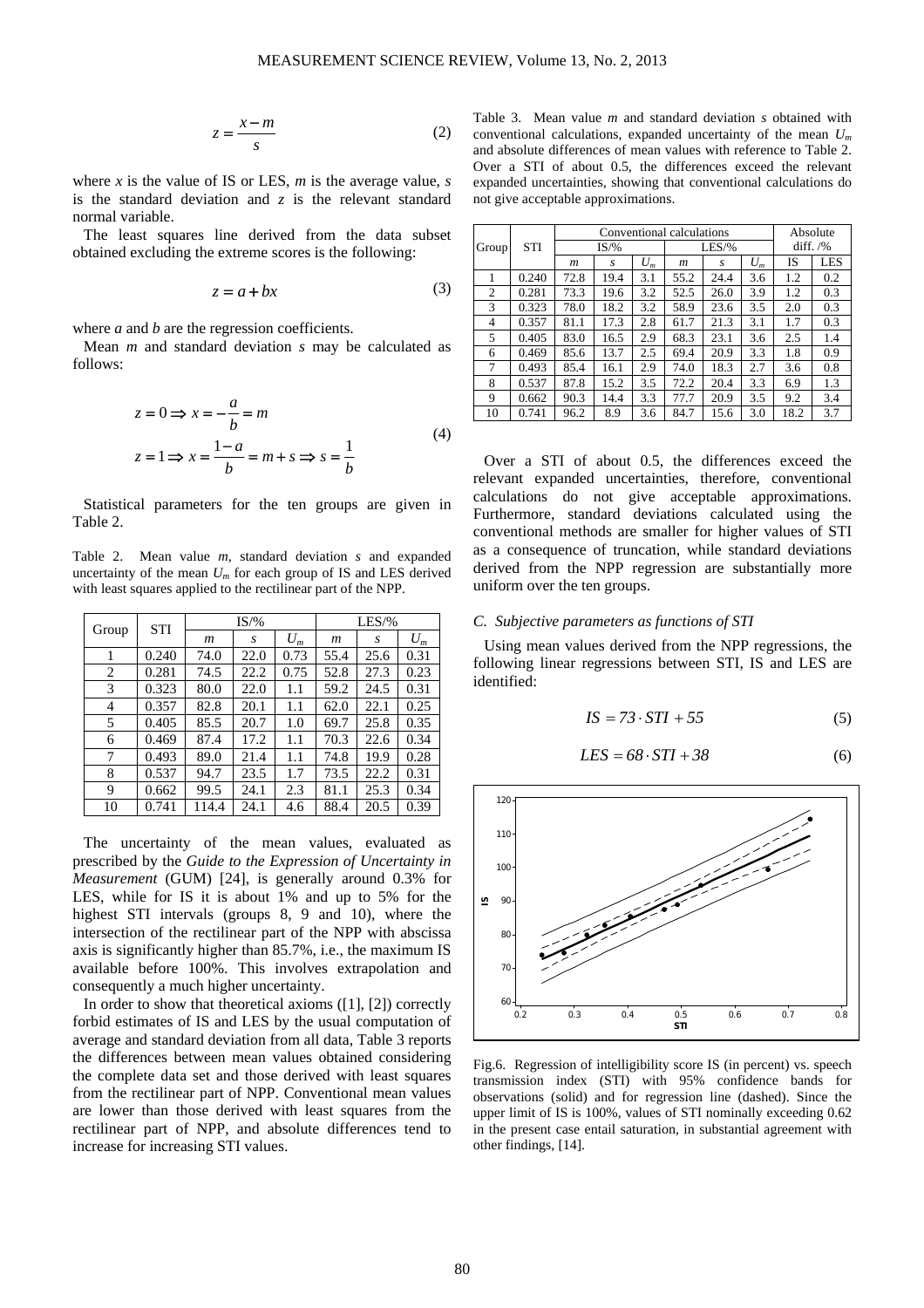$$z = \frac{x - m}{s} \tag{2}$$

where $x$ is the value of IS or LES, $m$ is the average value, $s$ is the standard deviation and $z$ is the relevant standard normal variable.

The least squares line derived from the data subset obtained excluding the extreme scores is the following:

$$z = a + bx \tag{3}$$

where $a$ and $b$ are the regression coefficients.

Mean $m$ and standard deviation $s$ may be calculated as follows:

$$\begin{aligned} z = 0 &\Rightarrow x = -\frac{a}{b} = m \\ z = 1 &\Rightarrow x = \frac{1-a}{b} = m + s \Rightarrow s = \frac{1}{b} \end{aligned} \tag{4}$$

Statistical parameters for the ten groups are given in Table 2.

Table 2. Mean value $m$, standard deviation $s$ and expanded uncertainty of the mean $U_m$ for each group of IS and LES derived with least squares applied to the rectilinear part of the NPP.

| Group | STI | IS/% | | | LES/% | | |
|---|---|---|---|---|---|---|---|
| | | $m$ | $s$ | $U_m$ | $m$ | $s$ | $U_m$ |
| 1 | 0.240 | 74.0 | 22.0 | 0.73 | 55.4 | 25.6 | 0.31 |
| 2 | 0.281 | 74.5 | 22.2 | 0.75 | 52.8 | 27.3 | 0.23 |
| 3 | 0.323 | 80.0 | 22.0 | 1.1 | 59.2 | 24.5 | 0.31 |
| 4 | 0.357 | 82.8 | 20.1 | 1.1 | 62.0 | 22.1 | 0.25 |
| 5 | 0.405 | 85.5 | 20.7 | 1.0 | 69.7 | 25.8 | 0.35 |
| 6 | 0.469 | 87.4 | 17.2 | 1.1 | 70.3 | 22.6 | 0.34 |
| 7 | 0.493 | 89.0 | 21.4 | 1.1 | 74.8 | 19.9 | 0.28 |
| 8 | 0.537 | 94.7 | 23.5 | 1.7 | 73.5 | 22.2 | 0.31 |
| 9 | 0.662 | 99.5 | 24.1 | 2.3 | 81.1 | 25.3 | 0.34 |
| 10 | 0.741 | 114.4 | 24.1 | 4.6 | 88.4 | 20.5 | 0.39 |

The uncertainty of the mean values, evaluated as prescribed by the *Guide to the Expression of Uncertainty in Measurement* (GUM) [24], is generally around 0.3% for LES, while for IS it is about 1% and up to 5% for the highest STI intervals (groups 8, 9 and 10), where the intersection of the rectilinear part of the NPP with abscissa axis is significantly higher than 85.7%, i.e., the maximum IS available before 100%. This involves extrapolation and consequently a much higher uncertainty.

In order to show that theoretical axioms ([1], [2]) correctly forbid estimates of IS and LES by the usual computation of average and standard deviation from all data, Table 3 reports the differences between mean values obtained considering the complete data set and those derived with least squares from the rectilinear part of NPP. Conventional mean values are lower than those derived with least squares from the rectilinear part of NPP, and absolute differences tend to increase for increasing STI values.

Table 3. Mean value $m$ and standard deviation $s$ obtained with conventional calculations, expanded uncertainty of the mean $U_m$ and absolute differences of mean values with reference to Table 2. Over a STI of about 0.5, the differences exceed the relevant expanded uncertainties, showing that conventional calculations do not give acceptable approximations.

| Group | STI | Conventional calculations | | | | | | Absolute diff. /% | |
|---|---|---|---|---|---|---|---|---|---|
| | | IS/% | | | LES/% | | | | |
| | | $m$ | $s$ | $U_m$ | $m$ | $s$ | $U_m$ | IS | LES |
| 1 | 0.240 | 72.8 | 19.4 | 3.1 | 55.2 | 24.4 | 3.6 | 1.2 | 0.2 |
| 2 | 0.281 | 73.3 | 19.6 | 3.2 | 52.5 | 26.0 | 3.9 | 1.2 | 0.3 |
| 3 | 0.323 | 78.0 | 18.2 | 3.2 | 58.9 | 23.6 | 3.5 | 2.0 | 0.3 |
| 4 | 0.357 | 81.1 | 17.3 | 2.8 | 61.7 | 21.3 | 3.1 | 1.7 | 0.3 |
| 5 | 0.405 | 83.0 | 16.5 | 2.9 | 68.3 | 23.1 | 3.6 | 2.5 | 1.4 |
| 6 | 0.469 | 85.6 | 13.7 | 2.5 | 69.4 | 20.9 | 3.3 | 1.8 | 0.9 |
| 7 | 0.493 | 85.4 | 16.1 | 2.9 | 74.0 | 18.3 | 2.7 | 3.6 | 0.8 |
| 8 | 0.537 | 87.8 | 15.2 | 3.5 | 72.2 | 20.4 | 3.3 | 6.9 | 1.3 |
| 9 | 0.662 | 90.3 | 14.4 | 3.3 | 77.7 | 20.9 | 3.5 | 9.2 | 3.4 |
| 10 | 0.741 | 96.2 | 8.9 | 3.6 | 84.7 | 15.6 | 3.0 | 18.2 | 3.7 |

Over a STI of about 0.5, the differences exceed the relevant expanded uncertainties, therefore, conventional calculations do not give acceptable approximations. Furthermore, standard deviations calculated using the conventional methods are smaller for higher values of STI as a consequence of truncation, while standard deviations derived from the NPP regression are substantially more uniform over the ten groups.

### C. Subjective parameters as functions of STI

Using mean values derived from the NPP regressions, the following linear regressions between STI, IS and LES are identified:

$$IS = 73 \cdot STI + 55 \tag{5}$$

$$LES = 68 \cdot STI + 38 \tag{6}$$

Fig.6. Regression of intelligibility score IS (in percent) vs. speech transmission index (STI) with 95% confidence bands for observations (solid) and for regression line (dashed). Since the upper limit of IS is 100%, values of STI nominally exceeding 0.62 in the present case entail saturation, in substantial agreement with other findings, [14].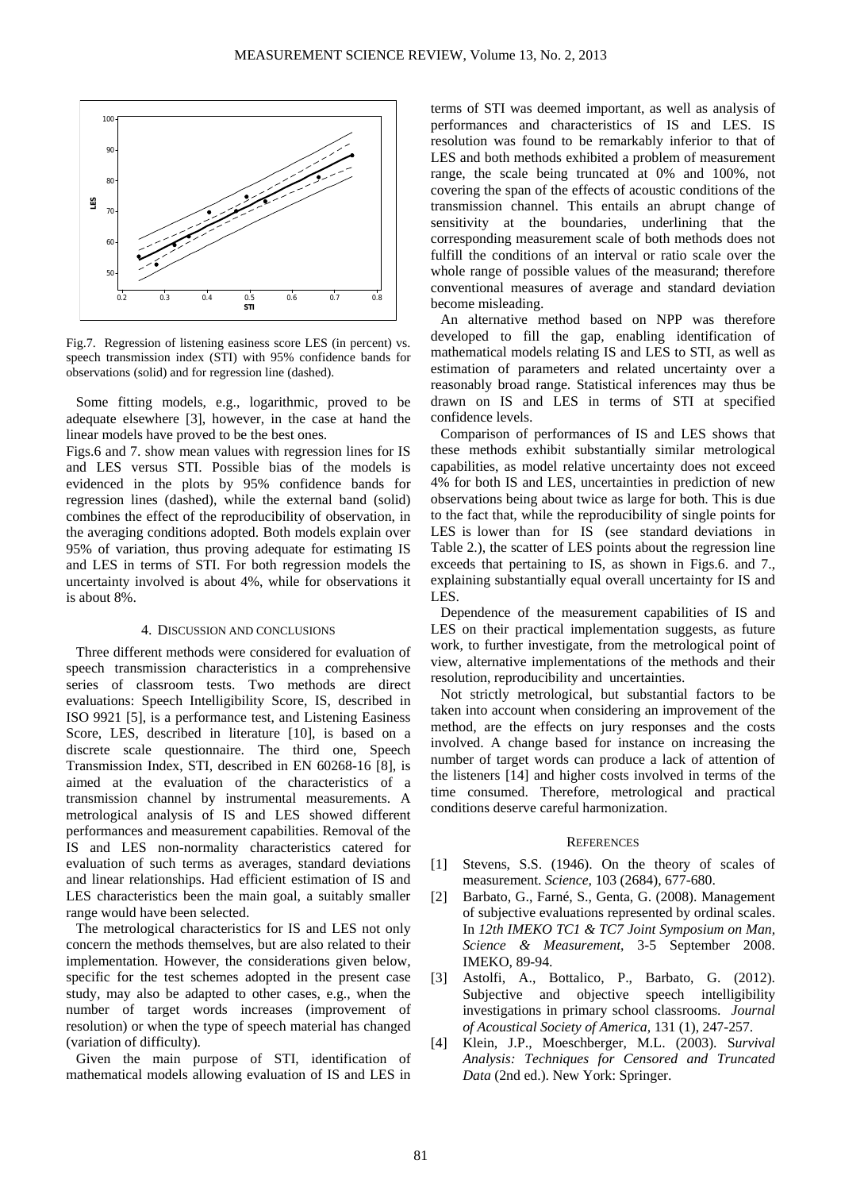100
90
80
LES
70
60
50
0.2 0.3 0.4 0.5 0.6 0.7 0.8
STI

Fig.7. Regression of listening easiness score LES (in percent) vs. speech transmission index (STI) with 95% confidence bands for observations (solid) and for regression line (dashed).

Some fitting models, e.g., logarithmic, proved to be adequate elsewhere [3], however, in the case at hand the linear models have proved to be the best ones.

Figs.6 and 7. show mean values with regression lines for IS and LES versus STI. Possible bias of the models is evidenced in the plots by 95% confidence bands for regression lines (dashed), while the external band (solid) combines the effect of the reproducibility of observation, in the averaging conditions adopted. Both models explain over 95% of variation, thus proving adequate for estimating IS and LES in terms of STI. For both regression models the uncertainty involved is about 4%, while for observations it is about 8%.

## 4. Discussion and conclusions

Three different methods were considered for evaluation of speech transmission characteristics in a comprehensive series of classroom tests. Two methods are direct evaluations: Speech Intelligibility Score, IS, described in ISO 9921 [5], is a performance test, and Listening Easiness Score, LES, described in literature [10], is based on a discrete scale questionnaire. The third one, Speech Transmission Index, STI, described in EN 60268-16 [8], is aimed at the evaluation of the characteristics of a transmission channel by instrumental measurements. A metrological analysis of IS and LES showed different performances and measurement capabilities. Removal of the IS and LES non-normality characteristics catered for evaluation of such terms as averages, standard deviations and linear relationships. Had efficient estimation of IS and LES characteristics been the main goal, a suitably smaller range would have been selected.

The metrological characteristics for IS and LES not only concern the methods themselves, but are also related to their implementation. However, the considerations given below, specific for the test schemes adopted in the present case study, may also be adapted to other cases, e.g., when the number of target words increases (improvement of resolution) or when the type of speech material has changed (variation of difficulty).

Given the main purpose of STI, identification of mathematical models allowing evaluation of IS and LES in terms of STI was deemed important, as well as analysis of performances and characteristics of IS and LES. IS resolution was found to be remarkably inferior to that of LES and both methods exhibited a problem of measurement range, the scale being truncated at 0% and 100%, not covering the span of the effects of acoustic conditions of the transmission channel. This entails an abrupt change of sensitivity at the boundaries, underlining that the corresponding measurement scale of both methods does not fulfill the conditions of an interval or ratio scale over the whole range of possible values of the measurand; therefore conventional measures of average and standard deviation become misleading.

An alternative method based on NPP was therefore developed to fill the gap, enabling identification of mathematical models relating IS and LES to STI, as well as estimation of parameters and related uncertainty over a reasonably broad range. Statistical inferences may thus be drawn on IS and LES in terms of STI at specified confidence levels.

Comparison of performances of IS and LES shows that these methods exhibit substantially similar metrological capabilities, as model relative uncertainty does not exceed 4% for both IS and LES, uncertainties in prediction of new observations being about twice as large for both. This is due to the fact that, while the reproducibility of single points for LES is lower than for IS (see standard deviations in Table 2.), the scatter of LES points about the regression line exceeds that pertaining to IS, as shown in Figs.6. and 7., explaining substantially equal overall uncertainty for IS and LES.

Dependence of the measurement capabilities of IS and LES on their practical implementation suggests, as future work, to further investigate, from the metrological point of view, alternative implementations of the methods and their resolution, reproducibility and uncertainties.

Not strictly metrological, but substantial factors to be taken into account when considering an improvement of the method, are the effects on jury responses and the costs involved. A change based for instance on increasing the number of target words can produce a lack of attention of the listeners [14] and higher costs involved in terms of the time consumed. Therefore, metrological and practical conditions deserve careful harmonization.

## References

[1] Stevens, S.S. (1946). On the theory of scales of measurement. *Science*, 103 (2684), 677-680.

[2] Barbato, G., Farné, S., Genta, G. (2008). Management of subjective evaluations represented by ordinal scales. In *12th IMEKO TC1 & TC7 Joint Symposium on Man, Science & Measurement*, 3-5 September 2008. IMEKO, 89-94.

[3] Astolfi, A., Bottalico, P., Barbato, G. (2012). Subjective and objective speech intelligibility investigations in primary school classrooms. *Journal of Acoustical Society of America*, 131 (1), 247-257.

[4] Klein, J.P., Moeschberger, M.L. (2003). *Survival Analysis: Techniques for Censored and Truncated Data* (2nd ed.). New York: Springer.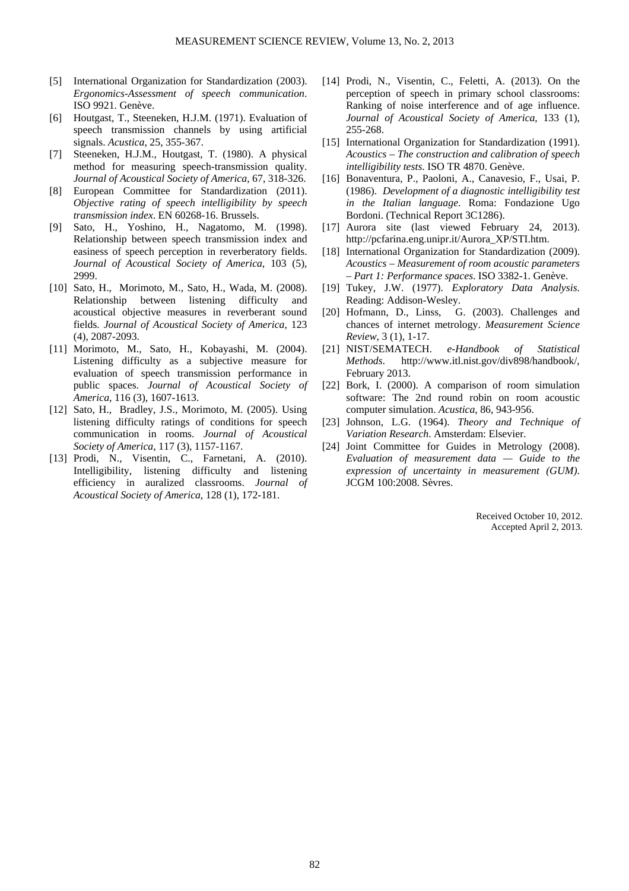[5] International Organization for Standardization (2003). *Ergonomics-Assessment of speech communication*. ISO 9921. Genève.

[6] Houtgast, T., Steeneken, H.J.M. (1971). Evaluation of speech transmission channels by using artificial signals. *Acustica*, 25, 355-367.

[7] Steeneken, H.J.M., Houtgast, T. (1980). A physical method for measuring speech-transmission quality. *Journal of Acoustical Society of America*, 67, 318-326.

[8] European Committee for Standardization (2011). *Objective rating of speech intelligibility by speech transmission index*. EN 60268-16. Brussels.

[9] Sato, H., Yoshino, H., Nagatomo, M. (1998). Relationship between speech transmission index and easiness of speech perception in reverberatory fields. *Journal of Acoustical Society of America*, 103 (5), 2999.

[10] Sato, H., Morimoto, M., Sato, H., Wada, M. (2008). Relationship between listening difficulty and acoustical objective measures in reverberant sound fields. *Journal of Acoustical Society of America*, 123 (4), 2087-2093.

[11] Morimoto, M., Sato, H., Kobayashi, M. (2004). Listening difficulty as a subjective measure for evaluation of speech transmission performance in public spaces. *Journal of Acoustical Society of America*, 116 (3), 1607-1613.

[12] Sato, H., Bradley, J.S., Morimoto, M. (2005). Using listening difficulty ratings of conditions for speech communication in rooms. *Journal of Acoustical Society of America*, 117 (3), 1157-1167.

[13] Prodi, N., Visentin, C., Farnetani, A. (2010). Intelligibility, listening difficulty and listening efficiency in auralized classrooms. *Journal of Acoustical Society of America*, 128 (1), 172-181.

[14] Prodi, N., Visentin, C., Feletti, A. (2013). On the perception of speech in primary school classrooms: Ranking of noise interference and of age influence. *Journal of Acoustical Society of America*, 133 (1), 255-268.

[15] International Organization for Standardization (1991). *Acoustics – The construction and calibration of speech intelligibility tests*. ISO TR 4870. Genève.

[16] Bonaventura, P., Paoloni, A., Canavesio, F., Usai, P. (1986). *Development of a diagnostic intelligibility test in the Italian language*. Roma: Fondazione Ugo Bordoni. (Technical Report 3C1286).

[17] Aurora site (last viewed February 24, 2013). http://pcfarina.eng.unipr.it/Aurora_XP/STI.htm.

[18] International Organization for Standardization (2009). *Acoustics – Measurement of room acoustic parameters – Part 1: Performance spaces*. ISO 3382-1. Genève.

[19] Tukey, J.W. (1977). *Exploratory Data Analysis*. Reading: Addison-Wesley.

[20] Hofmann, D., Linss, G. (2003). Challenges and chances of internet metrology. *Measurement Science Review*, 3 (1), 1-17.

[21] NIST/SEMATECH. *e-Handbook of Statistical Methods*. http://www.itl.nist.gov/div898/handbook/, February 2013.

[22] Bork, I. (2000). A comparison of room simulation software: The 2nd round robin on room acoustic computer simulation. *Acustica*, 86, 943-956.

[23] Johnson, L.G. (1964). *Theory and Technique of Variation Research*. Amsterdam: Elsevier.

[24] Joint Committee for Guides in Metrology (2008). *Evaluation of measurement data — Guide to the expression of uncertainty in measurement (GUM)*. JCGM 100:2008. Sèvres.

Received October 10, 2012.
Accepted April 2, 2013.